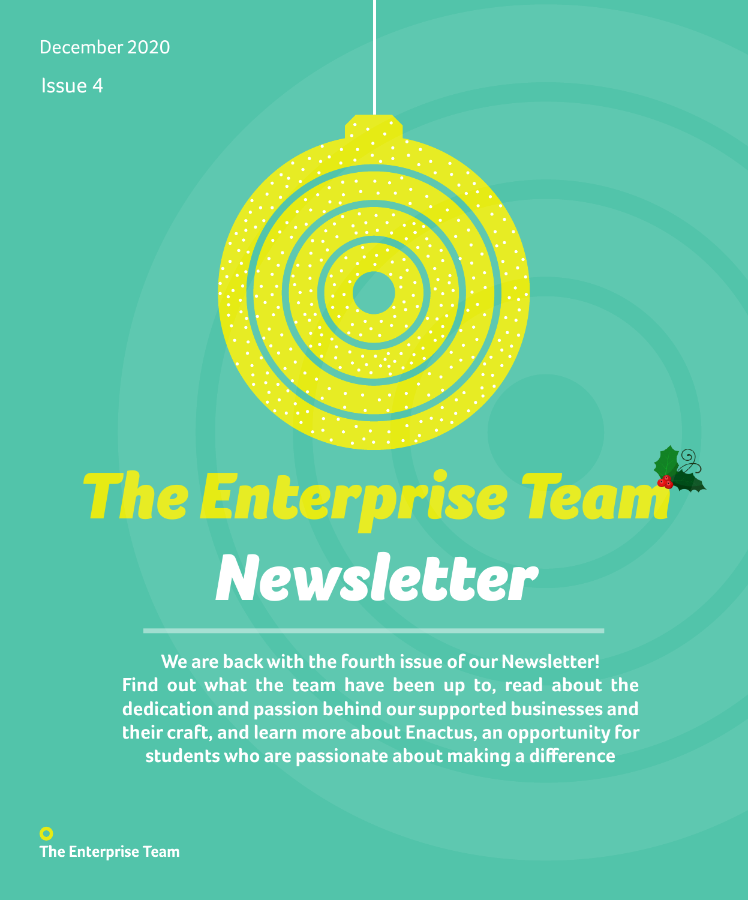December 2020

Issue 4

# The Enterprise Team Newsletter

**We are back with the fourth issue of our Newsletter! Find out what the team have been up to, read about the dedication and passion behind our supported businesses and their craft, and learn more about Enactus, an opportunity for students who are passionate about making a difference**

The Enterprise Team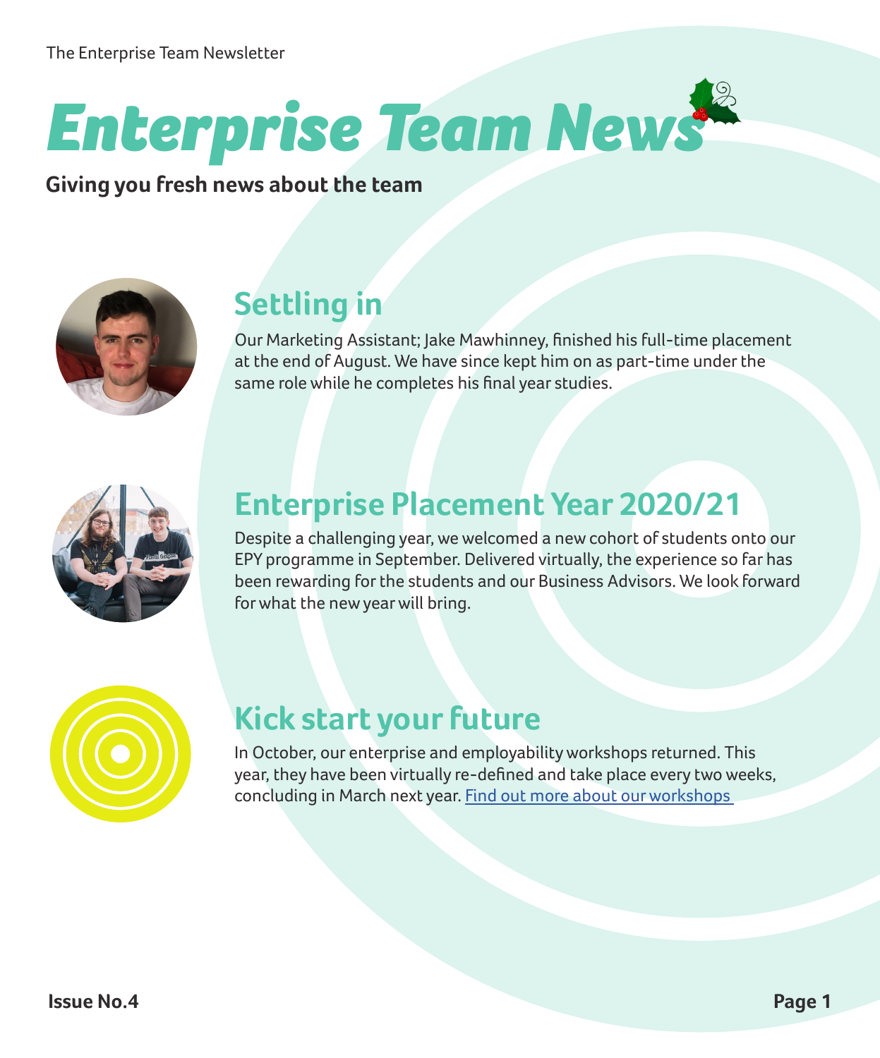# Enterprise Team News

**Giving you fresh news about the team**

## Settling in

Our Marketing Assistant; Jake Mawhinney, finished his full-time placement at the end of August. We have since kept him on as part-time under the same role while he completes his final year studies.

## Enterprise Placement Year 2020/21

Despite a challenging year, we welcomed a new cohort of students onto our EPY programme in September. Delivered virtually, the experience so far has been rewarding for the students and our Business Advisors. We look forward for what the new year will bring.

## Kick start your future

In October, our enterprise and employability workshops returned. This year, they have been virtually re-defined and take place every two weeks, concluding in March next year. [Find out more about our workshops](#)

**Issue No.4**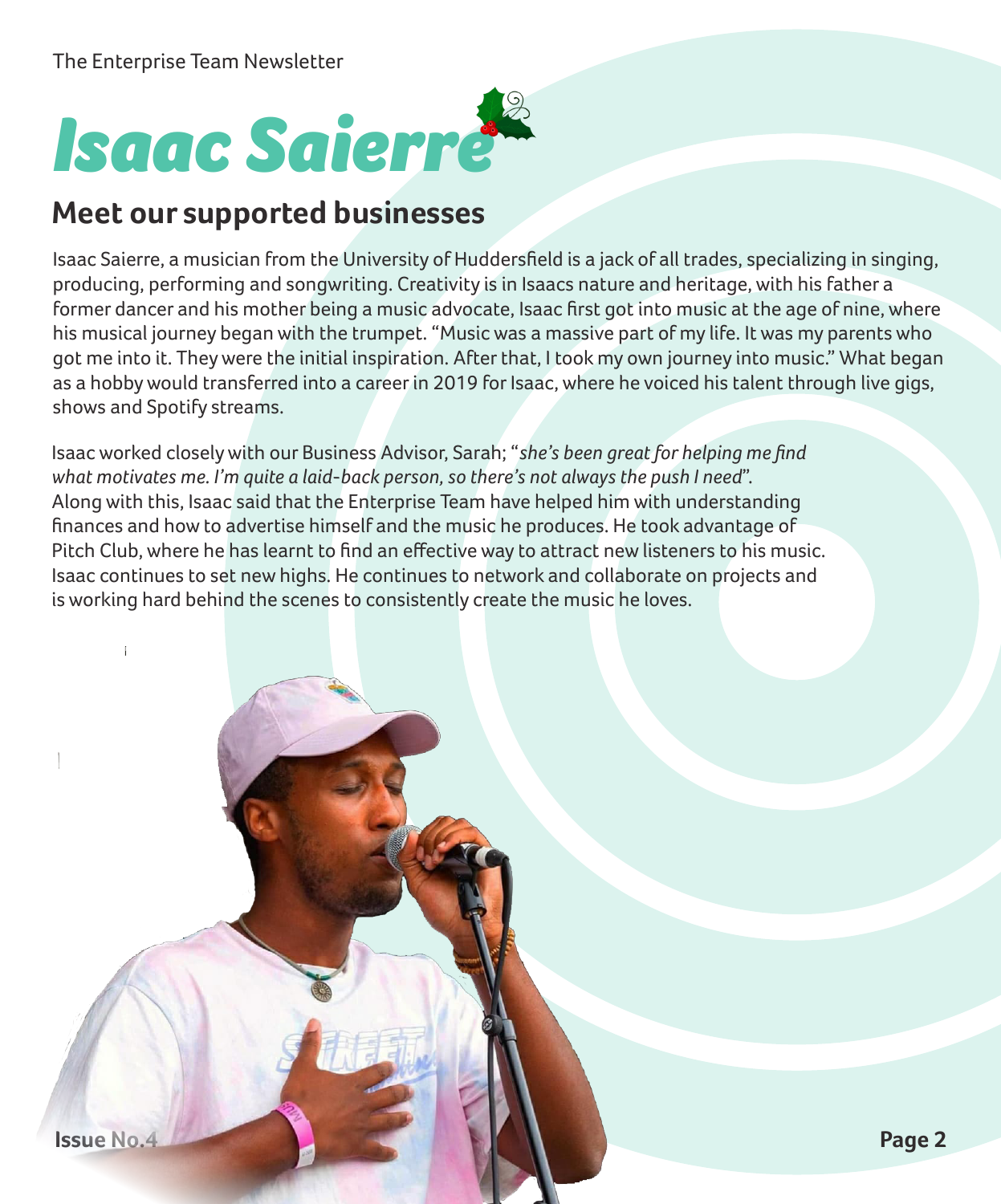# Isaac Saierre

## Meet our supported businesses

Isaac Saierre, a musician from the University of Huddersfield is a jack of all trades, specializing in singing, producing, performing and songwriting. Creativity is in Isaacs nature and heritage, with his father a former dancer and his mother being a music advocate, Isaac first got into music at the age of nine, where his musical journey began with the trumpet. "Music was a massive part of my life. It was my parents who got me into it. They were the initial inspiration. After that, I took my own journey into music." What began as a hobby would transferred into a career in 2019 for Isaac, where he voiced his talent through live gigs, shows and Spotify streams.

Isaac worked closely with our Business Advisor, Sarah; "*she's been great for helping me find what motivates me. I'm quite a laid-back person, so there's not always the push I need*". Along with this, Isaac said that the Enterprise Team have helped him with understanding finances and how to advertise himself and the music he produces. He took advantage of Pitch Club, where he has learnt to find an effective way to attract new listeners to his music. Isaac continues to set new highs. He continues to network and collaborate on projects and is working hard behind the scenes to consistently create the music he loves.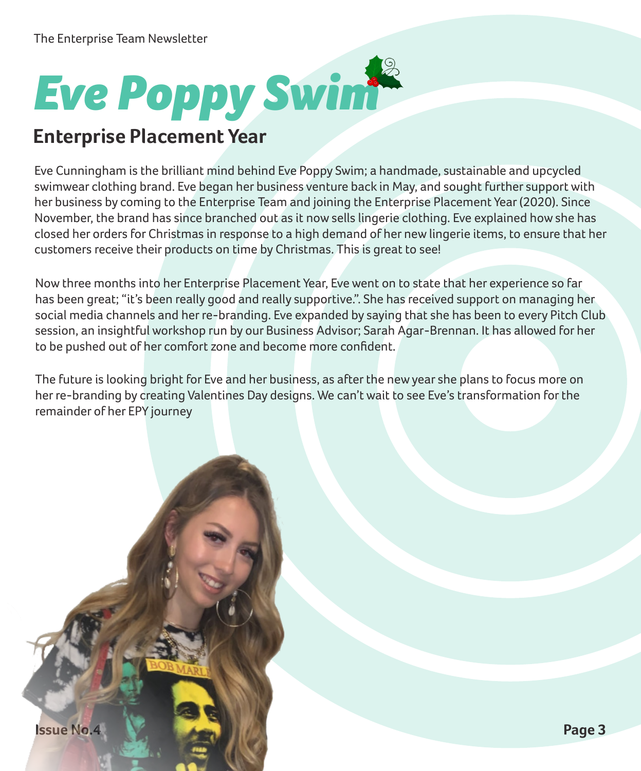# Eve Poppy Swim

## Enterprise Placement Year

Eve Cunningham is the brilliant mind behind Eve Poppy Swim; a handmade, sustainable and upcycled swimwear clothing brand. Eve began her business venture back in May, and sought further support with her business by coming to the Enterprise Team and joining the Enterprise Placement Year (2020). Since November, the brand has since branched out as it now sells lingerie clothing. Eve explained how she has closed her orders for Christmas in response to a high demand of her new lingerie items, to ensure that her customers receive their products on time by Christmas. This is great to see!

Now three months into her Enterprise Placement Year, Eve went on to state that her experience so far has been great; "it's been really good and really supportive.". She has received support on managing her social media channels and her re-branding. Eve expanded by saying that she has been to every Pitch Club session, an insightful workshop run by our Business Advisor; Sarah Agar-Brennan. It has allowed for her to be pushed out of her comfort zone and become more confident.

The future is looking bright for Eve and her business, as after the new year she plans to focus more on her re-branding by creating Valentines Day designs. We can't wait to see Eve's transformation for the remainder of her EPY journey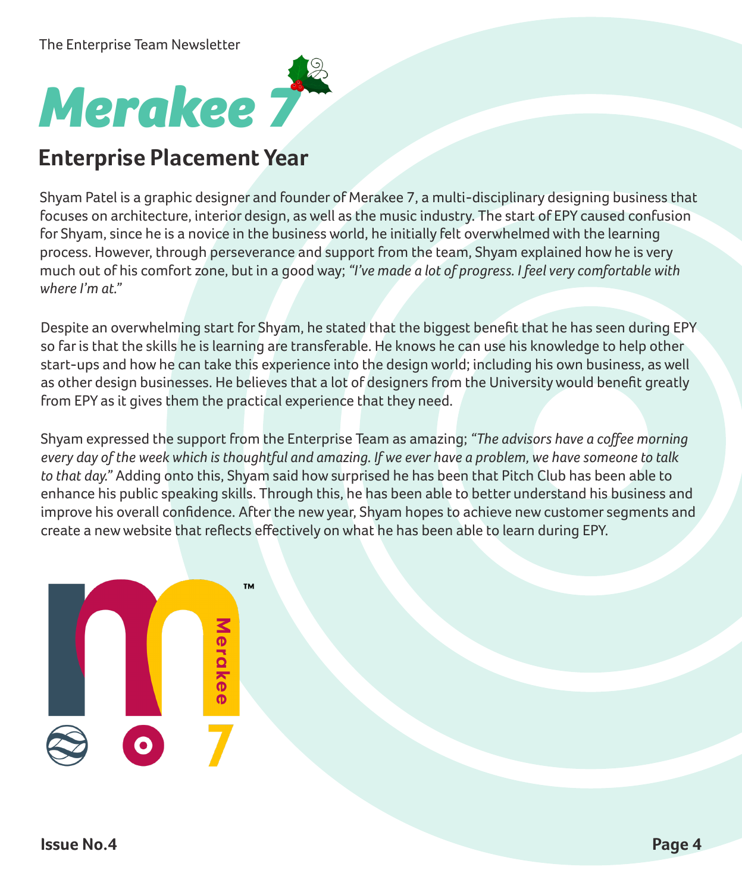# Merakee 7

## Enterprise Placement Year

Shyam Patel is a graphic designer and founder of Merakee 7, a multi-disciplinary designing business that focuses on architecture, interior design, as well as the music industry. The start of EPY caused confusion for Shyam, since he is a novice in the business world, he initially felt overwhelmed with the learning process. However, through perseverance and support from the team, Shyam explained how he is very much out of his comfort zone, but in a good way; *"I've made a lot of progress. I feel very comfortable with where I'm at."*

Despite an overwhelming start for Shyam, he stated that the biggest benefit that he has seen during EPY so far is that the skills he is learning are transferable. He knows he can use his knowledge to help other start-ups and how he can take this experience into the design world; including his own business, as well as other design businesses. He believes that a lot of designers from the University would benefit greatly from EPY as it gives them the practical experience that they need.

Shyam expressed the support from the Enterprise Team as amazing; *"The advisors have a coffee morning every day of the week which is thoughtful and amazing. If we ever have a problem, we have someone to talk to that day."* Adding onto this, Shyam said how surprised he has been that Pitch Club has been able to enhance his public speaking skills. Through this, he has been able to better understand his business and improve his overall confidence. After the new year, Shyam hopes to achieve new customer segments and create a new website that reflects effectively on what he has been able to learn during EPY.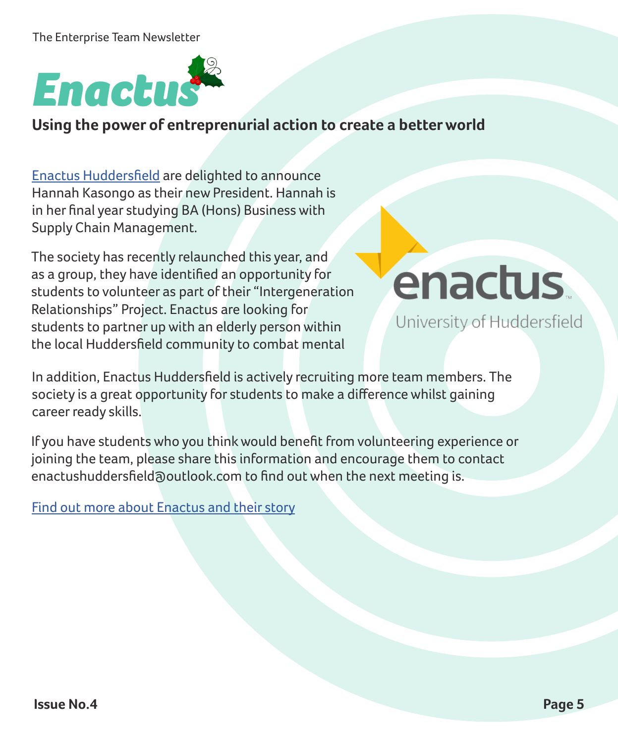# Enactus

**Using the power of entreprenurial action to create a better world**

[Enactus Huddersfield](#) are delighted to announce Hannah Kasongo as their new President. Hannah is in her final year studying BA (Hons) Business with Supply Chain Management.

The society has recently relaunched this year, and as a group, they have identified an opportunity for students to volunteer as part of their "Intergeneration Relationships" Project. Enactus are looking for students to partner up with an elderly person within the local Huddersfield community to combat mental

enactus™
University of Huddersfield

In addition, Enactus Huddersfield is actively recruiting more team members. The society is a great opportunity for students to make a difference whilst gaining career ready skills.

If you have students who you think would benefit from volunteering experience or joining the team, please share this information and encourage them to contact enactushuddersfield@outlook.com to find out when the next meeting is.

[Find out more about Enactus and their story](#)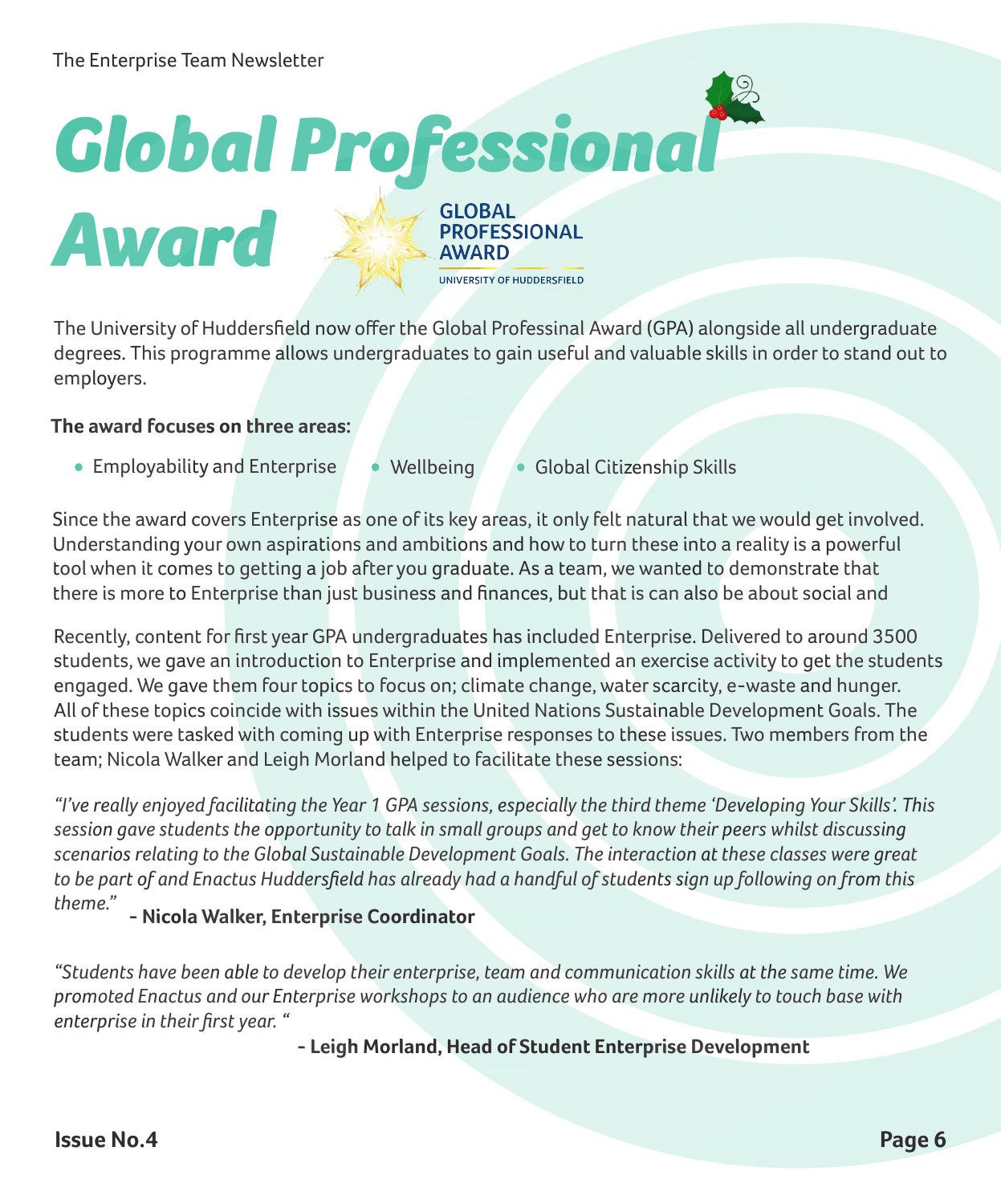# Global Professional Award

The University of Huddersfield now offer the Global Professinal Award (GPA) alongside all undergraduate degrees. This programme allows undergraduates to gain useful and valuable skills in order to stand out to employers.

**The award focuses on three areas:**

- Employability and Enterprise
- Wellbeing
- Global Citizenship Skills

Since the award covers Enterprise as one of its key areas, it only felt natural that we would get involved. Understanding your own aspirations and ambitions and how to turn these into a reality is a powerful tool when it comes to getting a job after you graduate. As a team, we wanted to demonstrate that there is more to Enterprise than just business and finances, but that is can also be about social and

Recently, content for first year GPA undergraduates has included Enterprise. Delivered to around 3500 students, we gave an introduction to Enterprise and implemented an exercise activity to get the students engaged. We gave them four topics to focus on; climate change, water scarcity, e-waste and hunger. All of these topics coincide with issues within the United Nations Sustainable Development Goals. The students were tasked with coming up with Enterprise responses to these issues. Two members from the team; Nicola Walker and Leigh Morland helped to facilitate these sessions:

*"I've really enjoyed facilitating the Year 1 GPA sessions, especially the third theme 'Developing Your Skills'. This session gave students the opportunity to talk in small groups and get to know their peers whilst discussing scenarios relating to the Global Sustainable Development Goals. The interaction at these classes were great to be part of and Enactus Huddersfield has already had a handful of students sign up following on from this theme."* **- Nicola Walker, Enterprise Coordinator**

*"Students have been able to develop their enterprise, team and communication skills at the same time. We promoted Enactus and our Enterprise workshops to an audience who are more unlikely to touch base with enterprise in their first year. "*

**- Leigh Morland, Head of Student Enterprise Development**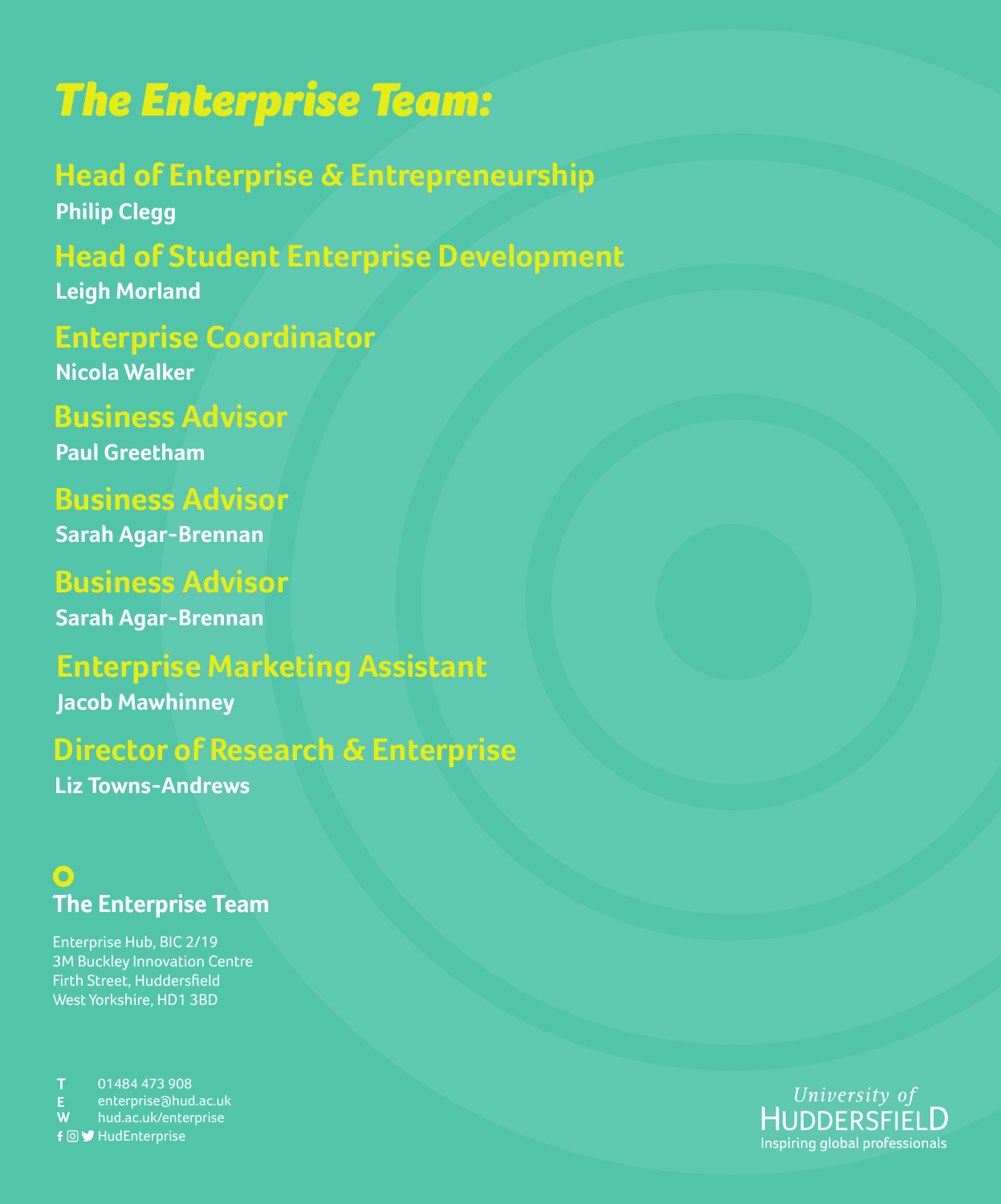# *The Enterprise Team:*

## Head of Enterprise & Entrepreneurship

**Philip Clegg**

## Head of Student Enterprise Development

**Leigh Morland**

## Enterprise Coordinator

**Nicola Walker**

## Business Advisor

**Paul Greetham**

## Business Advisor

**Sarah Agar-Brennan**

## Business Advisor

**Sarah Agar-Brennan**

## Enterprise Marketing Assistant

**Jacob Mawhinney**

## Director of Research & Enterprise

**Liz Towns-Andrews**

**The Enterprise Team**

Enterprise Hub, BIC 2/19
3M Buckley Innovation Centre
Firth Street, Huddersfield
West Yorkshire, HD1 3BD

**T** 01484 473 908
**E** enterprise@hud.ac.uk
**W** hud.ac.uk/enterprise
HudEnterprise

University of HUDDERSFIELD
Inspiring global professionals